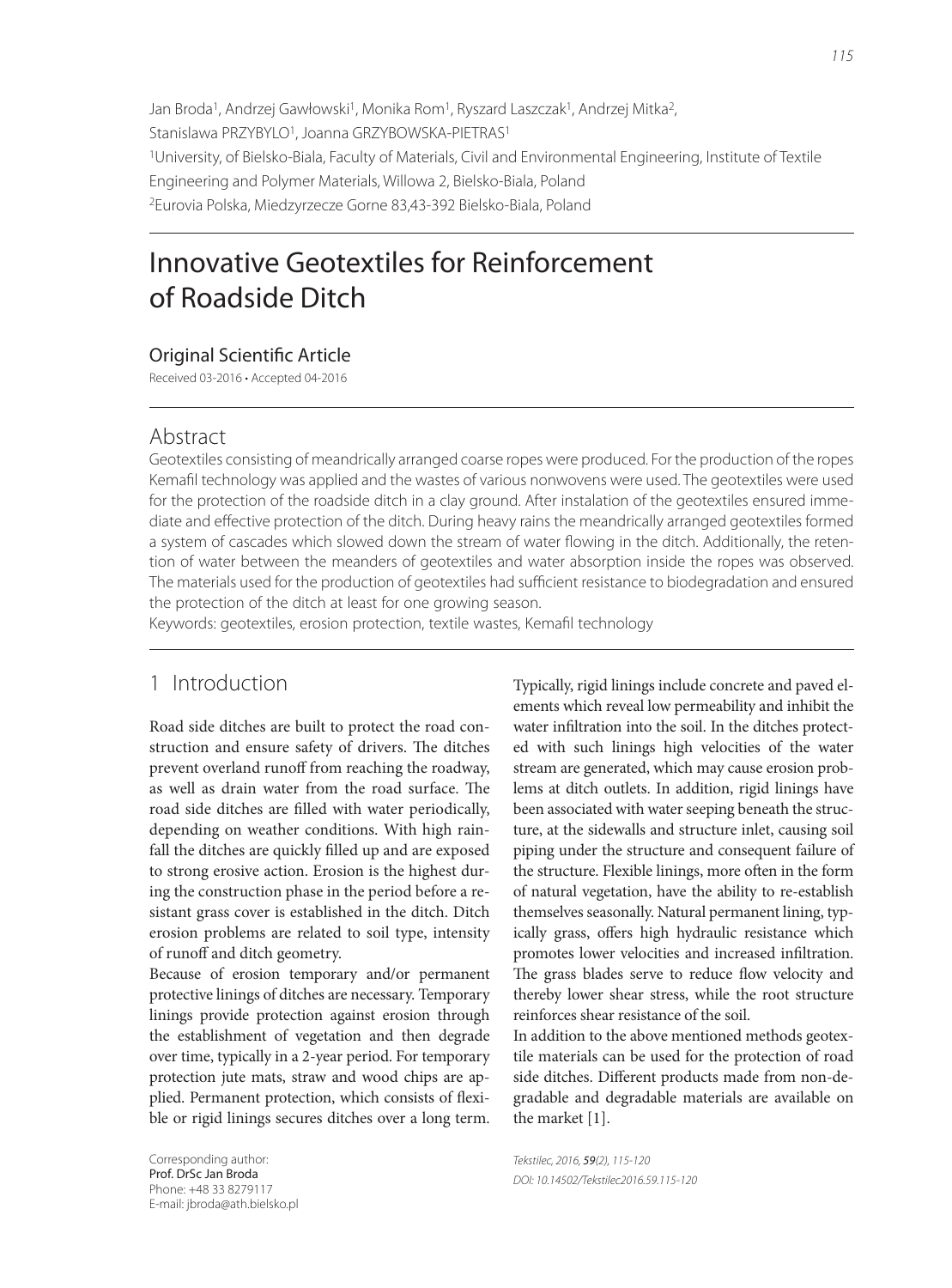Jan Broda[1], Andrzej Gawłowski[1], Monika Rom[1], Ryszard Laszczak[1], Andrzej Mitka[2], Stanislawa PRZYBYLO[1], Joanna GRZYBOWSKA-PIETRAS[1]

[1]University, of Bielsko-Biala, Faculty of Materials, Civil and Environmental Engineering, Institute of Textile Engineering and Polymer Materials, Willowa 2, Bielsko-Biala, Poland

[2]Eurovia Polska, Miedzyrzecze Gorne 83,43-392 Bielsko-Biala, Poland

# Innovative Geotextiles for Reinforcement of Roadside Ditch

## Original Scientific Article

Received 03-2016 • Accepted 04-2016

## Abstract

Geotextiles consisting of meandrically arranged coarse ropes were produced. For the production of the ropes Kemafil technology was applied and the wastes of various nonwovens were used. The geotextiles were used for the protection of the roadside ditch in a clay ground. After instalation of the geotextiles ensured immediate and effective protection of the ditch. During heavy rains the meandrically arranged geotextiles formed a system of cascades which slowed down the stream of water flowing in the ditch. Additionally, the retention of water between the meanders of geotextiles and water absorption inside the ropes was observed. The materials used for the production of geotextiles had sufficient resistance to biodegradation and ensured the protection of the ditch at least for one growing season.

Keywords: geotextiles, erosion protection, textile wastes, Kemafil technology

## 1 Introduction

Road side ditches are built to protect the road construction and ensure safety of drivers. The ditches prevent overland runoff from reaching the roadway, as well as drain water from the road surface. The road side ditches are filled with water periodically, depending on weather conditions. With high rainfall the ditches are quickly filled up and are exposed to strong erosive action. Erosion is the highest during the construction phase in the period before a resistant grass cover is established in the ditch. Ditch erosion problems are related to soil type, intensity of runoff and ditch geometry.

Because of erosion temporary and/or permanent protective linings of ditches are necessary. Temporary linings provide protection against erosion through the establishment of vegetation and then degrade over time, typically in a 2-year period. For temporary protection jute mats, straw and wood chips are applied. Permanent protection, which consists of flexible or rigid linings secures ditches over a long term. Typically, rigid linings include concrete and paved elements which reveal low permeability and inhibit the water infiltration into the soil. In the ditches protected with such linings high velocities of the water stream are generated, which may cause erosion problems at ditch outlets. In addition, rigid linings have been associated with water seeping beneath the structure, at the sidewalls and structure inlet, causing soil piping under the structure and consequent failure of the structure. Flexible linings, more often in the form of natural vegetation, have the ability to re-establish themselves seasonally. Natural permanent lining, typically grass, offers high hydraulic resistance which promotes lower velocities and increased infiltration. The grass blades serve to reduce flow velocity and thereby lower shear stress, while the root structure reinforces shear resistance of the soil.

In addition to the above mentioned methods geotextile materials can be used for the protection of road side ditches. Different products made from non-degradable and degradable materials are available on the market [1].

Corresponding author:
Prof. DrSc Jan Broda
Phone: +48 33 8279117
E-mail: jbroda@ath.bielsko.pl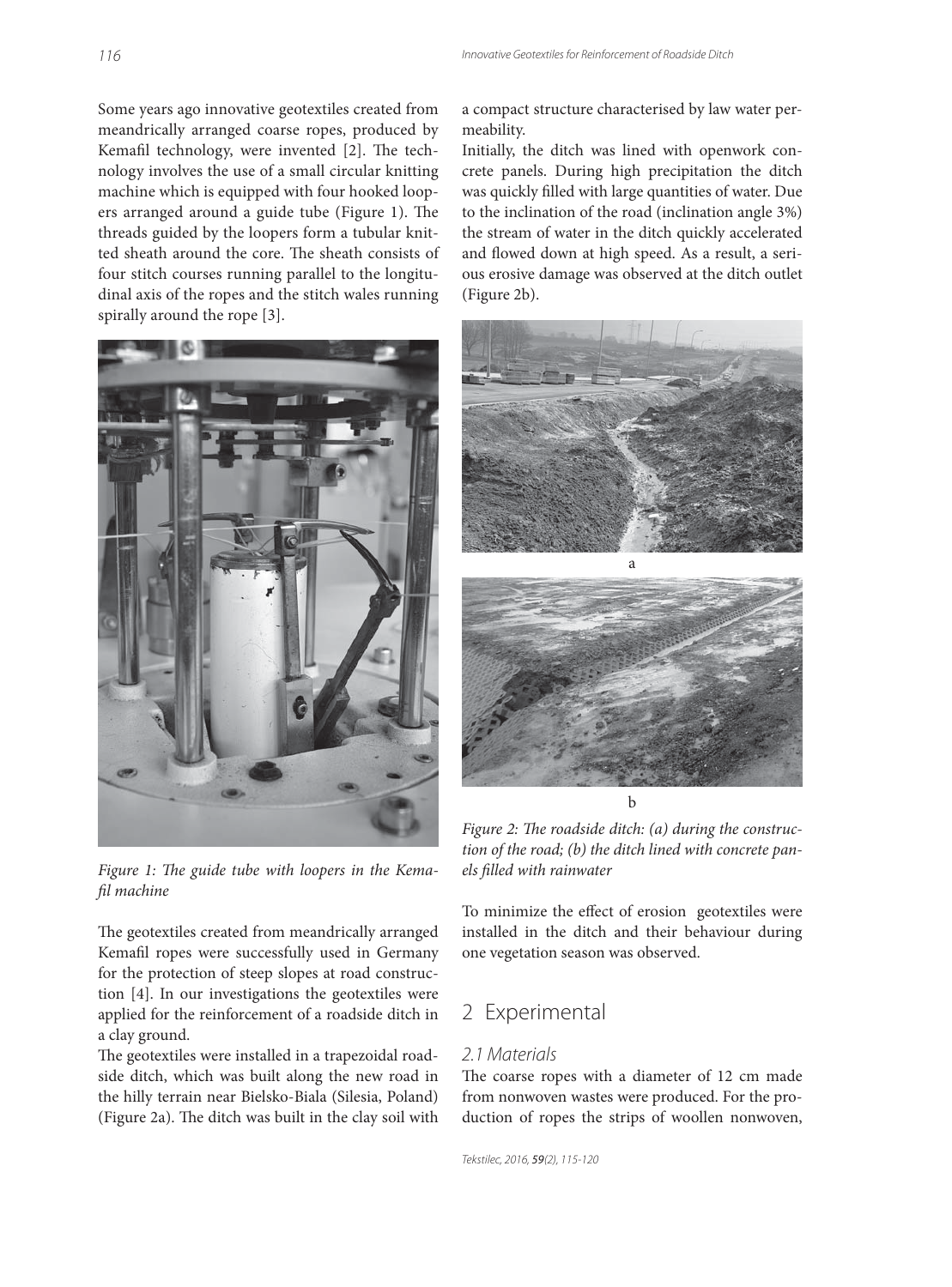Some years ago innovative geotextiles created from meandrically arranged coarse ropes, produced by Kemafil technology, were invented [2]. The technology involves the use of a small circular knitting machine which is equipped with four hooked loopers arranged around a guide tube (Figure 1). The threads guided by the loopers form a tubular knitted sheath around the core. The sheath consists of four stitch courses running parallel to the longitudinal axis of the ropes and the stitch wales running spirally around the rope [3].

*Figure 1: The guide tube with loopers in the Kemafil machine*

The geotextiles created from meandrically arranged Kemafil ropes were successfully used in Germany for the protection of steep slopes at road construction [4]. In our investigations the geotextiles were applied for the reinforcement of a roadside ditch in a clay ground.

The geotextiles were installed in a trapezoidal roadside ditch, which was built along the new road in the hilly terrain near Bielsko-Biala (Silesia, Poland) (Figure 2a). The ditch was built in the clay soil with a compact structure characterised by law water permeability.

Initially, the ditch was lined with openwork concrete panels. During high precipitation the ditch was quickly filled with large quantities of water. Due to the inclination of the road (inclination angle 3%) the stream of water in the ditch quickly accelerated and flowed down at high speed. As a result, a serious erosive damage was observed at the ditch outlet (Figure 2b).

*Figure 2: The roadside ditch: (a) during the construction of the road; (b) the ditch lined with concrete panels filled with rainwater*

To minimize the effect of erosion geotextiles were installed in the ditch and their behaviour during one vegetation season was observed.

## 2 Experimental

### 2.1 Materials

The coarse ropes with a diameter of 12 cm made from nonwoven wastes were produced. For the production of ropes the strips of woollen nonwoven,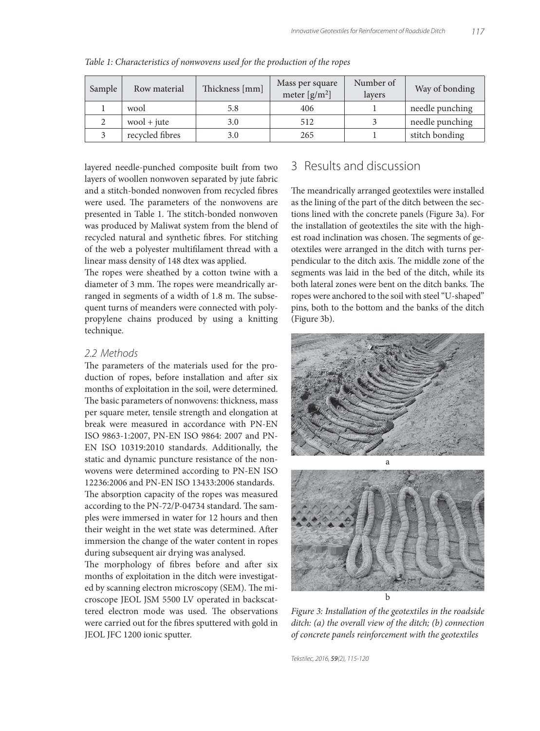*Table 1: Characteristics of nonwovens used for the production of the ropes*

| Sample | Row material | Thickness [mm] | Mass per square meter [g/m$^2$] | Number of layers | Way of bonding |
|---|---|---|---|---|---|
| 1 | wool | 5.8 | 406 | 1 | needle punching |
| 2 | wool + jute | 3.0 | 512 | 3 | needle punching |
| 3 | recycled fibres | 3.0 | 265 | 1 | stitch bonding |

layered needle-punched composite built from two layers of woollen nonwoven separated by jute fabric and a stitch-bonded nonwoven from recycled fibres were used. The parameters of the nonwovens are presented in Table 1. The stitch-bonded nonwoven was produced by Maliwat system from the blend of recycled natural and synthetic fibres. For stitching of the web a polyester multifilament thread with a linear mass density of 148 dtex was applied.

The ropes were sheathed by a cotton twine with a diameter of 3 mm. The ropes were meandrically arranged in segments of a width of 1.8 m. The subsequent turns of meanders were connected with polypropylene chains produced by using a knitting technique.

### 2.2 Methods

The parameters of the materials used for the production of ropes, before installation and after six months of exploitation in the soil, were determined. The basic parameters of nonwovens: thickness, mass per square meter, tensile strength and elongation at break were measured in accordance with PN-EN ISO 9863-1:2007, PN-EN ISO 9864: 2007 and PN-EN ISO 10319:2010 standards. Additionally, the static and dynamic puncture resistance of the nonwovens were determined according to PN-EN ISO 12236:2006 and PN-EN ISO 13433:2006 standards.

The absorption capacity of the ropes was measured according to the PN-72/P-04734 standard. The samples were immersed in water for 12 hours and then their weight in the wet state was determined. After immersion the change of the water content in ropes during subsequent air drying was analysed.

The morphology of fibres before and after six months of exploitation in the ditch were investigated by scanning electron microscopy (SEM). The microscope JEOL JSM 5500 LV operated in backscattered electron mode was used. The observations were carried out for the fibres sputtered with gold in JEOL JFC 1200 ionic sputter.

## 3 Results and discussion

The meandrically arranged geotextiles were installed as the lining of the part of the ditch between the sections lined with the concrete panels (Figure 3a). For the installation of geotextiles the site with the highest road inclination was chosen. The segments of geotextiles were arranged in the ditch with turns perpendicular to the ditch axis. The middle zone of the segments was laid in the bed of the ditch, while its both lateral zones were bent on the ditch banks. The ropes were anchored to the soil with steel "U-shaped" pins, both to the bottom and the banks of the ditch (Figure 3b).

a

b

*Figure 3: Installation of the geotextiles in the roadside ditch: (a) the overall view of the ditch; (b) connection of concrete panels reinforcement with the geotextiles*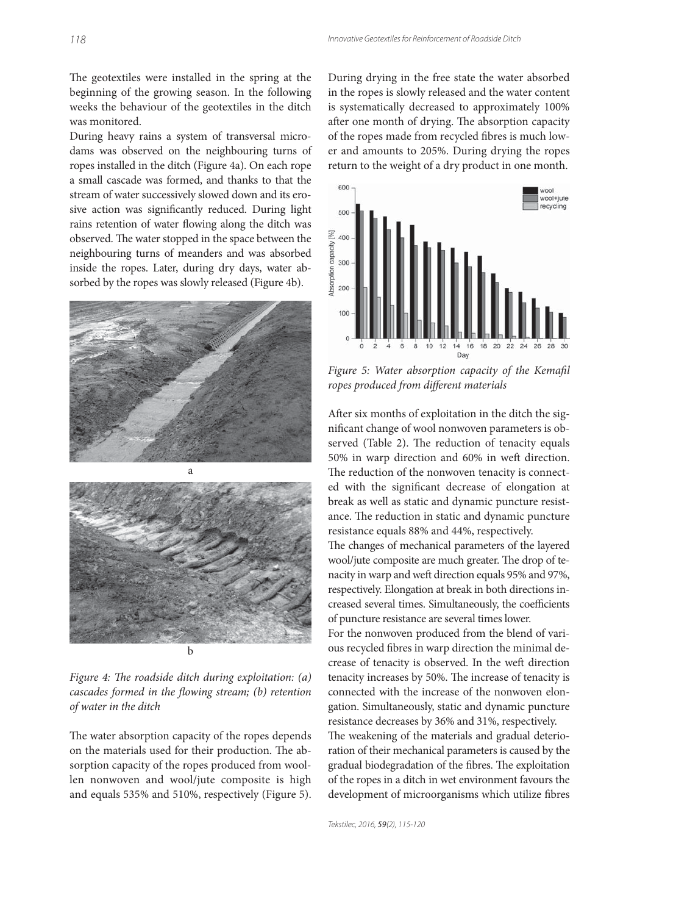The geotextiles were installed in the spring at the beginning of the growing season. In the following weeks the behaviour of the geotextiles in the ditch was monitored.

During heavy rains a system of transversal micro-dams was observed on the neighbouring turns of ropes installed in the ditch (Figure 4a). On each rope a small cascade was formed, and thanks to that the stream of water successively slowed down and its erosive action was significantly reduced. During light rains retention of water flowing along the ditch was observed. The water stopped in the space between the neighbouring turns of meanders and was absorbed inside the ropes. Later, during dry days, water absorbed by the ropes was slowly released (Figure 4b).

*Figure 4: The roadside ditch during exploitation: (a) cascades formed in the flowing stream; (b) retention of water in the ditch*

The water absorption capacity of the ropes depends on the materials used for their production. The absorption capacity of the ropes produced from woollen nonwoven and wool/jute composite is high and equals 535% and 510%, respectively (Figure 5). During drying in the free state the water absorbed in the ropes is slowly released and the water content is systematically decreased to approximately 100% after one month of drying. The absorption capacity of the ropes made from recycled fibres is much lower and amounts to 205%. During drying the ropes return to the weight of a dry product in one month.

*Figure 5: Water absorption capacity of the Kemafil ropes produced from different materials*

After six months of exploitation in the ditch the significant change of wool nonwoven parameters is observed (Table 2). The reduction of tenacity equals 50% in warp direction and 60% in weft direction. The reduction of the nonwoven tenacity is connected with the significant decrease of elongation at break as well as static and dynamic puncture resistance. The reduction in static and dynamic puncture resistance equals 88% and 44%, respectively.

The changes of mechanical parameters of the layered wool/jute composite are much greater. The drop of tenacity in warp and weft direction equals 95% and 97%, respectively. Elongation at break in both directions increased several times. Simultaneously, the coefficients of puncture resistance are several times lower.

For the nonwoven produced from the blend of various recycled fibres in warp direction the minimal decrease of tenacity is observed. In the weft direction tenacity increases by 50%. The increase of tenacity is connected with the increase of the nonwoven elongation. Simultaneously, static and dynamic puncture resistance decreases by 36% and 31%, respectively.

The weakening of the materials and gradual deterioration of their mechanical parameters is caused by the gradual biodegradation of the fibres. The exploitation of the ropes in a ditch in wet environment favours the development of microorganisms which utilize fibres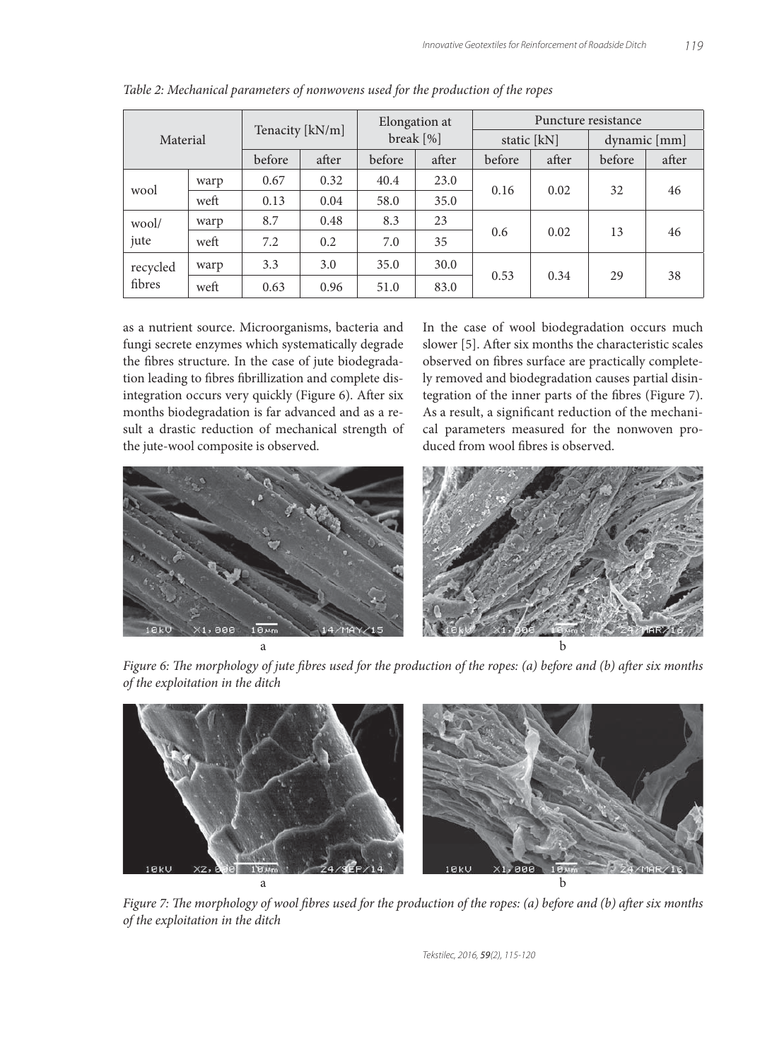*Table 2: Mechanical parameters of nonwovens used for the production of the ropes*

| Material | | Tenacity [kN/m] | | Elongation at break [%] | | Puncture resistance | | | |
|---|---|---|---|---|---|---|---|---|---|
| | | | | | | static [kN] | | dynamic [mm] | |
| | | before | after | before | after | before | after | before | after |
| wool | warp | 0.67 | 0.32 | 40.4 | 23.0 | 0.16 | 0.02 | 32 | 46 |
| | weft | 0.13 | 0.04 | 58.0 | 35.0 | | | | |
| wool/jute | warp | 8.7 | 0.48 | 8.3 | 23 | 0.6 | 0.02 | 13 | 46 |
| | weft | 7.2 | 0.2 | 7.0 | 35 | | | | |
| recycled fibres | warp | 3.3 | 3.0 | 35.0 | 30.0 | 0.53 | 0.34 | 29 | 38 |
| | weft | 0.63 | 0.96 | 51.0 | 83.0 | | | | |

as a nutrient source. Microorganisms, bacteria and fungi secrete enzymes which systematically degrade the fibres structure. In the case of jute biodegradation leading to fibres fibrillization and complete disintegration occurs very quickly (Figure 6). After six months biodegradation is far advanced and as a result a drastic reduction of mechanical strength of the jute-wool composite is observed.

In the case of wool biodegradation occurs much slower [5]. After six months the characteristic scales observed on fibres surface are practically completely removed and biodegradation causes partial disintegration of the inner parts of the fibres (Figure 7). As a result, a significant reduction of the mechanical parameters measured for the nonwoven produced from wool fibres is observed.

*Figure 6: The morphology of jute fibres used for the production of the ropes: (a) before and (b) after six months of the exploitation in the ditch*

*Figure 7: The morphology of wool fibres used for the production of the ropes: (a) before and (b) after six months of the exploitation in the ditch*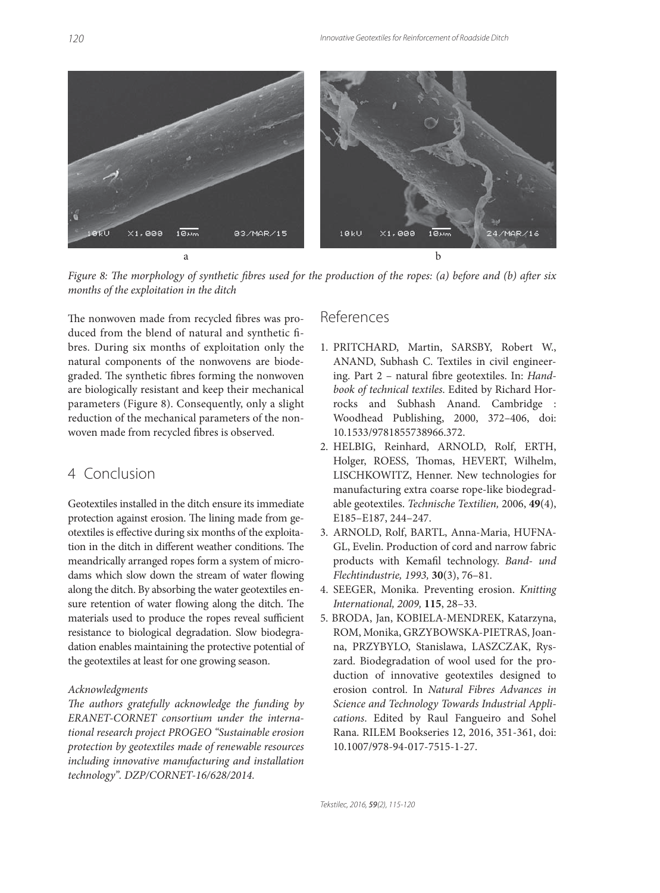a

b

*Figure 8: The morphology of synthetic fibres used for the production of the ropes: (a) before and (b) after six months of the exploitation in the ditch*

The nonwoven made from recycled fibres was produced from the blend of natural and synthetic fibres. During six months of exploitation only the natural components of the nonwovens are biodegraded. The synthetic fibres forming the nonwoven are biologically resistant and keep their mechanical parameters (Figure 8). Consequently, only a slight reduction of the mechanical parameters of the nonwoven made from recycled fibres is observed.

## 4 Conclusion

Geotextiles installed in the ditch ensure its immediate protection against erosion. The lining made from geotextiles is effective during six months of the exploitation in the ditch in different weather conditions. The meandrically arranged ropes form a system of microdams which slow down the stream of water flowing along the ditch. By absorbing the water geotextiles ensure retention of water flowing along the ditch. The materials used to produce the ropes reveal sufficient resistance to biological degradation. Slow biodegradation enables maintaining the protective potential of the geotextiles at least for one growing season.

*Acknowledgments*

*The authors gratefully acknowledge the funding by ERANET-CORNET consortium under the international research project PROGEO "Sustainable erosion protection by geotextiles made of renewable resources including innovative manufacturing and installation technology". DZP/CORNET-16/628/2014.*

## References

1. PRITCHARD, Martin, SARSBY, Robert W., ANAND, Subhash C. Textiles in civil engineering. Part 2 – natural fibre geotextiles. In: *Handbook of technical textiles*. Edited by Richard Horrocks and Subhash Anand. Cambridge : Woodhead Publishing, 2000, 372–406, doi: 10.1533/9781855738966.372.
2. HELBIG, Reinhard, ARNOLD, Rolf, ERTH, Holger, ROESS, Thomas, HEVERT, Wilhelm, LISCHKOWITZ, Henner. New technologies for manufacturing extra coarse rope-like biodegradable geotextiles. *Technische Textilien,* 2006, **49**(4), E185–E187, 244–247.
3. ARNOLD, Rolf, BARTL, Anna-Maria, HUFNAGL, Evelin. Production of cord and narrow fabric products with Kemafil technology. *Band- und Flechtindustrie, 1993,* **30**(3), 76–81.
4. SEEGER, Monika. Preventing erosion. *Knitting International, 2009,* **115**, 28–33.
5. BRODA, Jan, KOBIELA-MENDREK, Katarzyna, ROM, Monika, GRZYBOWSKA-PIETRAS, Joanna, PRZYBYLO, Stanislawa, LASZCZAK, Ryszard. Biodegradation of wool used for the production of innovative geotextiles designed to erosion control. In *Natural Fibres Advances in Science and Technology Towards Industrial Applications*. Edited by Raul Fangueiro and Sohel Rana. RILEM Bookseries 12, 2016, 351-361, doi: 10.1007/978-94-017-7515-1-27.